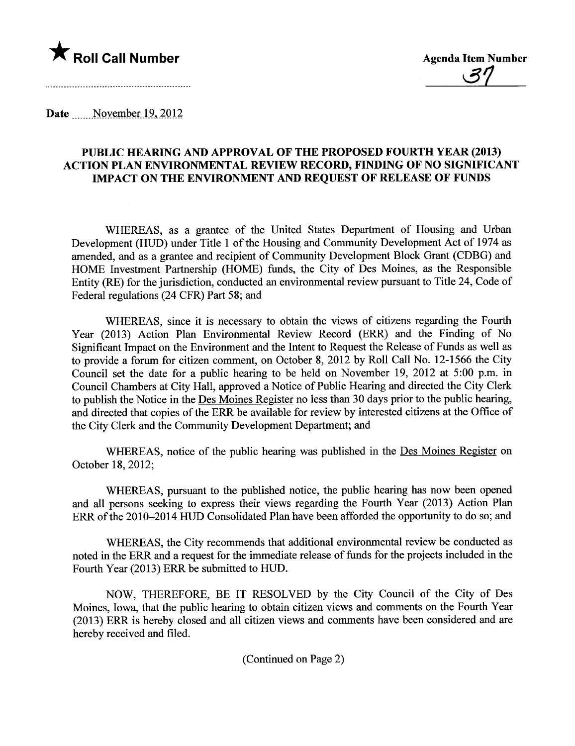★ **Roll Call Number**

**Agenda Item Number**

37

Date November 19, 2012

**PUBLIC HEARING AND APPROVAL OF THE PROPOSED FOURTH YEAR (2013) ACTION PLAN ENVIRONMENTAL REVIEW RECORD, FINDING OF NO SIGNIFICANT IMPACT ON THE ENVIRONMENT AND REQUEST OF RELEASE OF FUNDS**

WHEREAS, as a grantee of the United States Department of Housing and Urban Development (HUD) under Title 1 of the Housing and Community Development Act of 1974 as amended, and as a grantee and recipient of Community Development Block Grant (CDBG) and HOME Investment Partnership (HOME) funds, the City of Des Moines, as the Responsible Entity (RE) for the jurisdiction, conducted an environmental review pursuant to Title 24, Code of Federal regulations (24 CFR) Part 58; and

WHEREAS, since it is necessary to obtain the views of citizens regarding the Fourth Year (2013) Action Plan Environmental Review Record (ERR) and the Finding of No Significant Impact on the Environment and the Intent to Request the Release of Funds as well as to provide a forum for citizen comment, on October 8, 2012 by Roll Call No. 12-1566 the City Council set the date for a public hearing to be held on November 19, 2012 at 5:00 p.m. in Council Chambers at City Hall, approved a Notice of Public Hearing and directed the City Clerk to publish the Notice in the Des Moines Register no less than 30 days prior to the public hearing, and directed that copies of the ERR be available for review by interested citizens at the Office of the City Clerk and the Community Development Department; and

WHEREAS, notice of the public hearing was published in the Des Moines Register on October 18, 2012;

WHEREAS, pursuant to the published notice, the public hearing has now been opened and all persons seeking to express their views regarding the Fourth Year (2013) Action Plan ERR of the 2010–2014 HUD Consolidated Plan have been afforded the opportunity to do so; and

WHEREAS, the City recommends that additional environmental review be conducted as noted in the ERR and a request for the immediate release of funds for the projects included in the Fourth Year (2013) ERR be submitted to HUD.

NOW, THEREFORE, BE IT RESOLVED by the City Council of the City of Des Moines, Iowa, that the public hearing to obtain citizen views and comments on the Fourth Year (2013) ERR is hereby closed and all citizen views and comments have been considered and are hereby received and filed.

(Continued on Page 2)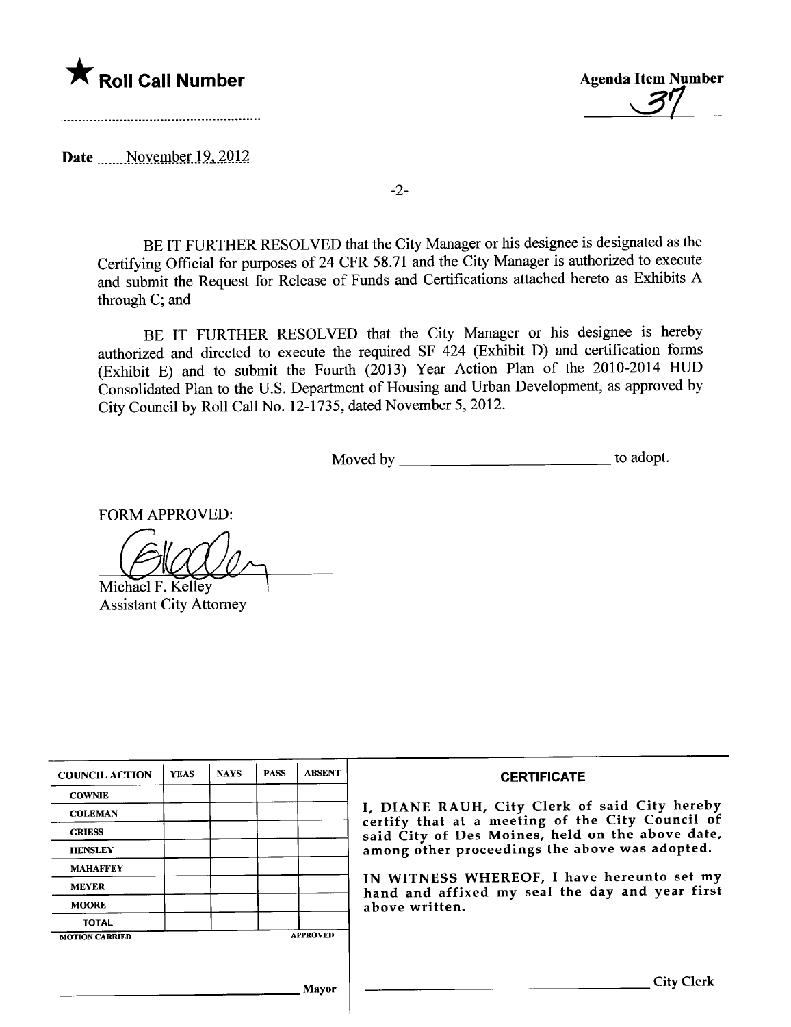★ **Roll Call Number**

**Agenda Item Number**
37

Date November 19, 2012

-2-

BE IT FURTHER RESOLVED that the City Manager or his designee is designated as the Certifying Official for purposes of 24 CFR 58.71 and the City Manager is authorized to execute and submit the Request for Release of Funds and Certifications attached hereto as Exhibits A through C; and

BE IT FURTHER RESOLVED that the City Manager or his designee is hereby authorized and directed to execute the required SF 424 (Exhibit D) and certification forms (Exhibit E) and to submit the Fourth (2013) Year Action Plan of the 2010-2014 HUD Consolidated Plan to the U.S. Department of Housing and Urban Development, as approved by City Council by Roll Call No. 12-1735, dated November 5, 2012.

Moved by ______________________ to adopt.

FORM APPROVED:

Michael F. Kelley
Assistant City Attorney

| COUNCIL ACTION | YEAS | NAYS | PASS | ABSENT |
|---|---|---|---|---|
| COWNIE | | | | |
| COLEMAN | | | | |
| GRIESS | | | | |
| HENSLEY | | | | |
| MAHAFFEY | | | | |
| MEYER | | | | |
| MOORE | | | | |
| TOTAL | | | | |
| MOTION CARRIED | | | | APPROVED |

______________________ Mayor

**CERTIFICATE**

I, DIANE RAUH, City Clerk of said City hereby certify that at a meeting of the City Council of said City of Des Moines, held on the above date, among other proceedings the above was adopted.

IN WITNESS WHEREOF, I have hereunto set my hand and affixed my seal the day and year first above written.

______________________ City Clerk